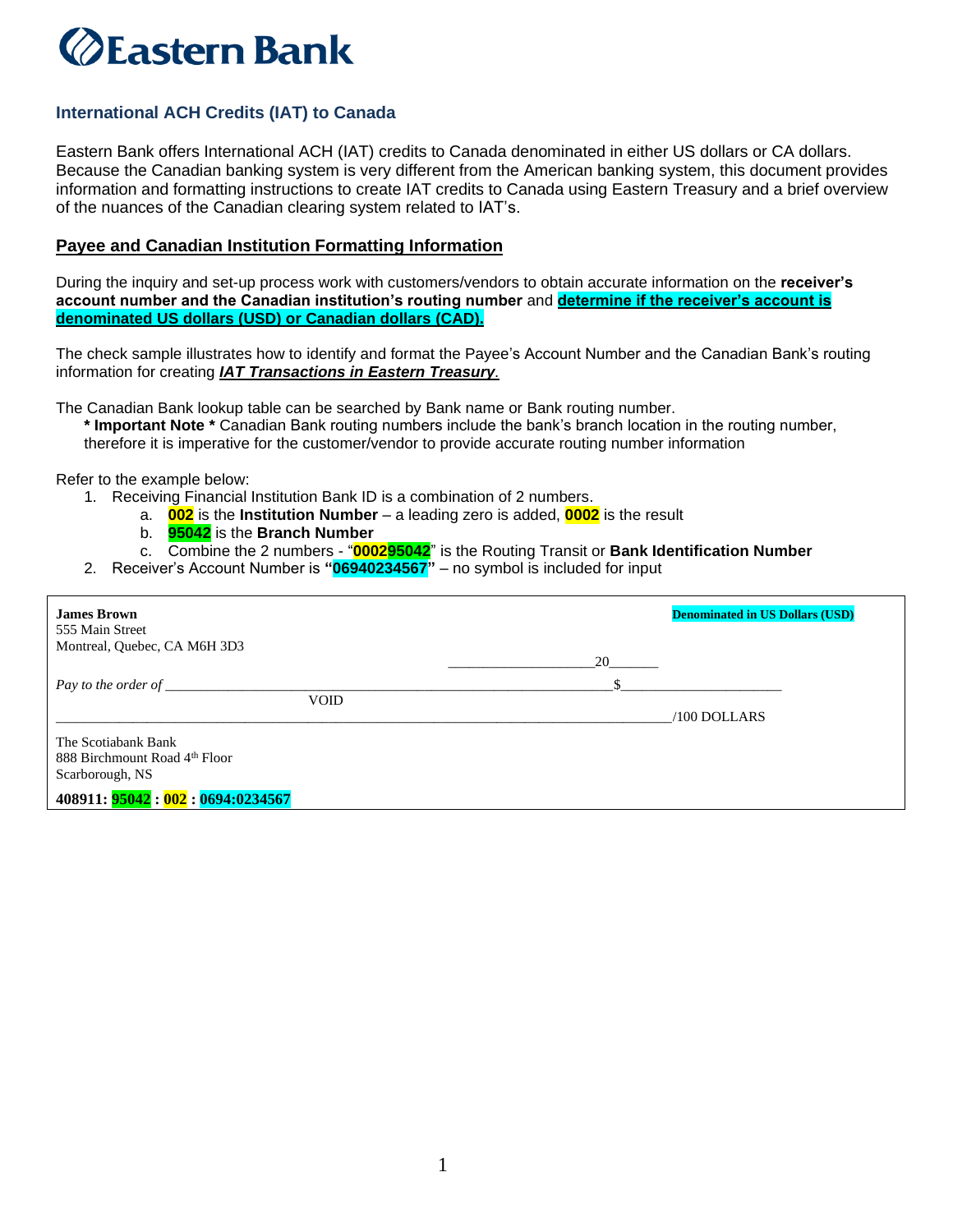# Eastern Bank

## International ACH Credits (IAT) to Canada

Eastern Bank offers International ACH (IAT) credits to Canada denominated in either US dollars or CA dollars. Because the Canadian banking system is very different from the American banking system, this document provides information and formatting instructions to create IAT credits to Canada using Eastern Treasury and a brief overview of the nuances of the Canadian clearing system related to IAT's.

### Payee and Canadian Institution Formatting Information

During the inquiry and set-up process work with customers/vendors to obtain accurate information on the **receiver's account number and the Canadian institution's routing number** and **determine if the receiver's account is denominated US dollars (USD) or Canadian dollars (CAD).**

The check sample illustrates how to identify and format the Payee's Account Number and the Canadian Bank's routing information for creating ***IAT Transactions in Eastern Treasury***.

The Canadian Bank lookup table can be searched by Bank name or Bank routing number.

**\* Important Note \*** Canadian Bank routing numbers include the bank's branch location in the routing number, therefore it is imperative for the customer/vendor to provide accurate routing number information

Refer to the example below:

1. Receiving Financial Institution Bank ID is a combination of 2 numbers.
   a. **002** is the **Institution Number** – a leading zero is added, **0002** is the result
   b. **95042** is the **Branch Number**
   c. Combine the 2 numbers - "**000295042**" is the Routing Transit or **Bank Identification Number**
2. Receiver's Account Number is **"06940234567"** – no symbol is included for input

**James Brown**
555 Main Street
Montreal, Quebec, CA M6H 3D3

**Denominated in US Dollars (USD)**

____________________20______

*Pay to the order of* ____________________________________________$______________________

VOID

__________________________________________________________________/100 DOLLARS

The Scotiabank Bank
888 Birchmount Road 4th Floor
Scarborough, NS

**408911: 95042 : 002 : 0694:0234567**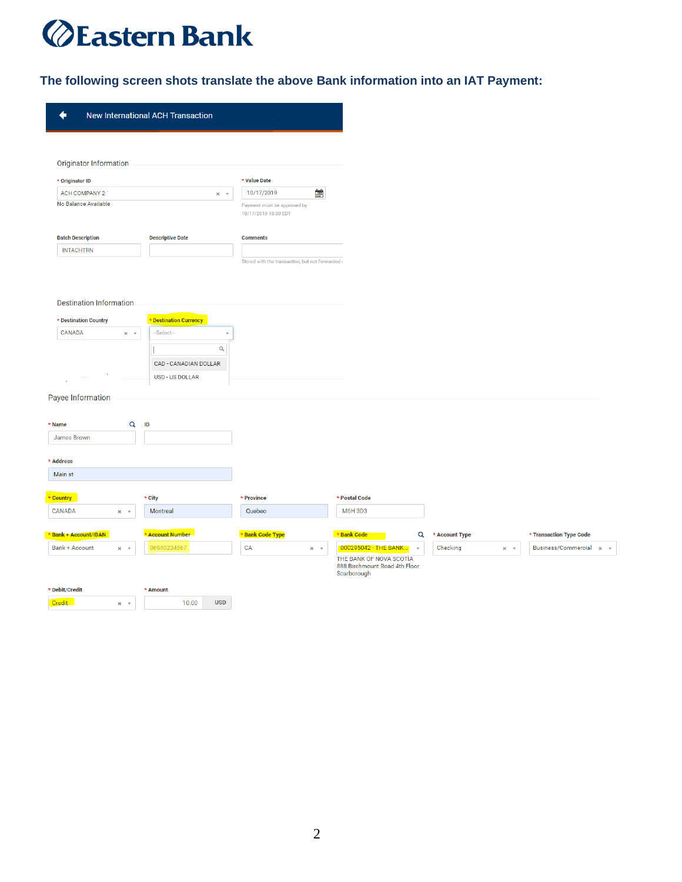# Eastern Bank

### The following screen shots translate the above Bank information into an IAT Payment:

**New International ACH Transaction**

Originator Information

\* Originator ID: ACH COMPANY 2

No Balance Available

\* Value Date: 10/17/2019

Payment must be approved by 10/17/2019 18:00 EDT

Batch Description: INTACHTRN

Descriptive Date:

Comments:

Stored with the transaction, but not forwarded

Destination Information

\* Destination Country: CANADA

\* Destination Currency: --Select--

- CAD - CANADIAN DOLLAR
- USD - US DOLLAR

Payee Information

\* Name: James Brown

ID:

\* Address: Main st

\* Country: CANADA

\* City: Montreal

\* Province: Quebec

\* Postal Code: M6H 3D3

\* Bank + Account/IBAN: Bank + Account

\* Account Number: 06940234567

\* Bank Code Type: CA

\* Bank Code: 000295042 - THE BANK...

THE BANK OF NOVA SCOTIA
888 Birchmount Road 4th Floor
Scarborough

\* Account Type: Checking

\* Transaction Type Code: Business/Commercial

\* Debit/Credit: Credit

\* Amount: 10.00 USD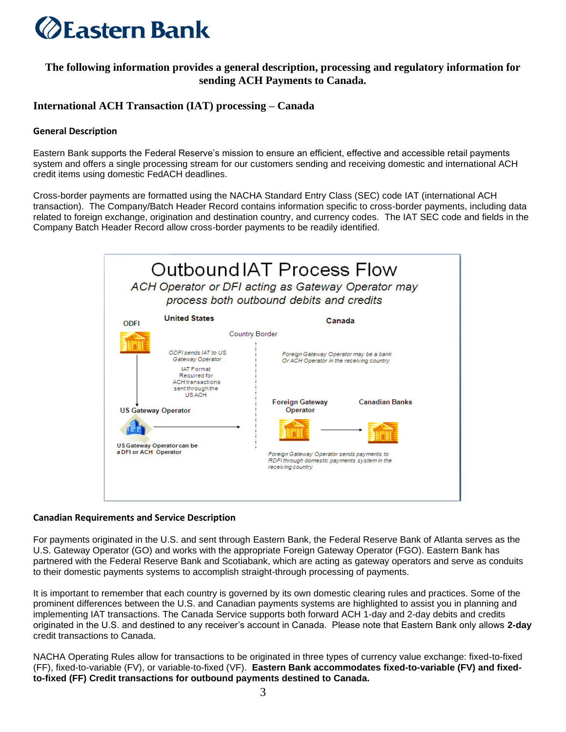# Eastern Bank

**The following information provides a general description, processing and regulatory information for sending ACH Payments to Canada.**

## International ACH Transaction (IAT) processing – Canada

### General Description

Eastern Bank supports the Federal Reserve's mission to ensure an efficient, effective and accessible retail payments system and offers a single processing stream for our customers sending and receiving domestic and international ACH credit items using domestic FedACH deadlines.

Cross-border payments are formatted using the NACHA Standard Entry Class (SEC) code IAT (international ACH transaction). The Company/Batch Header Record contains information specific to cross-border payments, including data related to foreign exchange, origination and destination country, and currency codes. The IAT SEC code and fields in the Company Batch Header Record allow cross-border payments to be readily identified.

**Outbound IAT Process Flow**

*ACH Operator or DFI acting as Gateway Operator may process both outbound debits and credits*

| United States | | Country Border | Canada | |
|---|---|---|---|---|
| ODFI | *ODFI sends IAT to US Gateway Operator* <br> IAT Format Required for ACH transactions sent through the US ACH | | *Foreign Gateway Operator may be a bank Or ACH Operator in the receiving country.* | |
| US Gateway Operator → <br> US Gateway Operator can be a DFI or ACH Operator | | | Foreign Gateway Operator → <br> *Foreign Gateway Operator sends payments to RDFI through domestic payments system in the receiving country.* | Canadian Banks |

### Canadian Requirements and Service Description

For payments originated in the U.S. and sent through Eastern Bank, the Federal Reserve Bank of Atlanta serves as the U.S. Gateway Operator (GO) and works with the appropriate Foreign Gateway Operator (FGO). Eastern Bank has partnered with the Federal Reserve Bank and Scotiabank, which are acting as gateway operators and serve as conduits to their domestic payments systems to accomplish straight-through processing of payments.

It is important to remember that each country is governed by its own domestic clearing rules and practices. Some of the prominent differences between the U.S. and Canadian payments systems are highlighted to assist you in planning and implementing IAT transactions. The Canada Service supports both forward ACH 1-day and 2-day debits and credits originated in the U.S. and destined to any receiver's account in Canada. Please note that Eastern Bank only allows **2-day** credit transactions to Canada.

NACHA Operating Rules allow for transactions to be originated in three types of currency value exchange: fixed-to-fixed (FF), fixed-to-variable (FV), or variable-to-fixed (VF). **Eastern Bank accommodates fixed-to-variable (FV) and fixed-to-fixed (FF) Credit transactions for outbound payments destined to Canada.**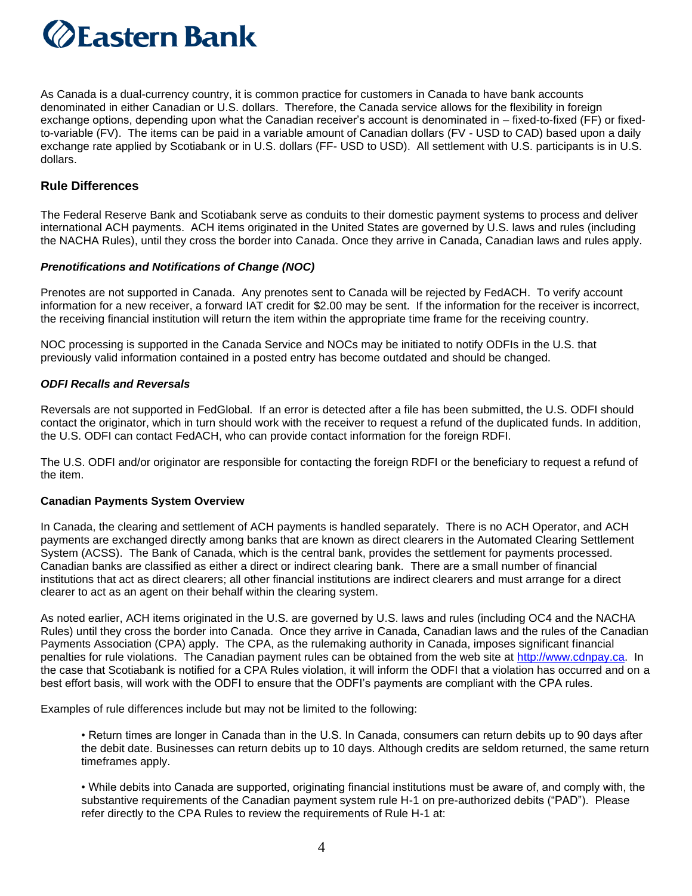As Canada is a dual-currency country, it is common practice for customers in Canada to have bank accounts denominated in either Canadian or U.S. dollars. Therefore, the Canada service allows for the flexibility in foreign exchange options, depending upon what the Canadian receiver's account is denominated in – fixed-to-fixed (FF) or fixed-to-variable (FV). The items can be paid in a variable amount of Canadian dollars (FV - USD to CAD) based upon a daily exchange rate applied by Scotiabank or in U.S. dollars (FF- USD to USD). All settlement with U.S. participants is in U.S. dollars.

## Rule Differences

The Federal Reserve Bank and Scotiabank serve as conduits to their domestic payment systems to process and deliver international ACH payments. ACH items originated in the United States are governed by U.S. laws and rules (including the NACHA Rules), until they cross the border into Canada. Once they arrive in Canada, Canadian laws and rules apply.

### *Prenotifications and Notifications of Change (NOC)*

Prenotes are not supported in Canada. Any prenotes sent to Canada will be rejected by FedACH. To verify account information for a new receiver, a forward IAT credit for $2.00 may be sent. If the information for the receiver is incorrect, the receiving financial institution will return the item within the appropriate time frame for the receiving country.

NOC processing is supported in the Canada Service and NOCs may be initiated to notify ODFIs in the U.S. that previously valid information contained in a posted entry has become outdated and should be changed.

### *ODFI Recalls and Reversals*

Reversals are not supported in FedGlobal. If an error is detected after a file has been submitted, the U.S. ODFI should contact the originator, which in turn should work with the receiver to request a refund of the duplicated funds. In addition, the U.S. ODFI can contact FedACH, who can provide contact information for the foreign RDFI.

The U.S. ODFI and/or originator are responsible for contacting the foreign RDFI or the beneficiary to request a refund of the item.

### Canadian Payments System Overview

In Canada, the clearing and settlement of ACH payments is handled separately. There is no ACH Operator, and ACH payments are exchanged directly among banks that are known as direct clearers in the Automated Clearing Settlement System (ACSS). The Bank of Canada, which is the central bank, provides the settlement for payments processed. Canadian banks are classified as either a direct or indirect clearing bank. There are a small number of financial institutions that act as direct clearers; all other financial institutions are indirect clearers and must arrange for a direct clearer to act as an agent on their behalf within the clearing system.

As noted earlier, ACH items originated in the U.S. are governed by U.S. laws and rules (including OC4 and the NACHA Rules) until they cross the border into Canada. Once they arrive in Canada, Canadian laws and the rules of the Canadian Payments Association (CPA) apply. The CPA, as the rulemaking authority in Canada, imposes significant financial penalties for rule violations. The Canadian payment rules can be obtained from the web site at [http://www.cdnpay.ca](http://www.cdnpay.ca). In the case that Scotiabank is notified for a CPA Rules violation, it will inform the ODFI that a violation has occurred and on a best effort basis, will work with the ODFI to ensure that the ODFI's payments are compliant with the CPA rules.

Examples of rule differences include but may not be limited to the following:

- Return times are longer in Canada than in the U.S. In Canada, consumers can return debits up to 90 days after the debit date. Businesses can return debits up to 10 days. Although credits are seldom returned, the same return timeframes apply.
- While debits into Canada are supported, originating financial institutions must be aware of, and comply with, the substantive requirements of the Canadian payment system rule H-1 on pre-authorized debits ("PAD"). Please refer directly to the CPA Rules to review the requirements of Rule H-1 at: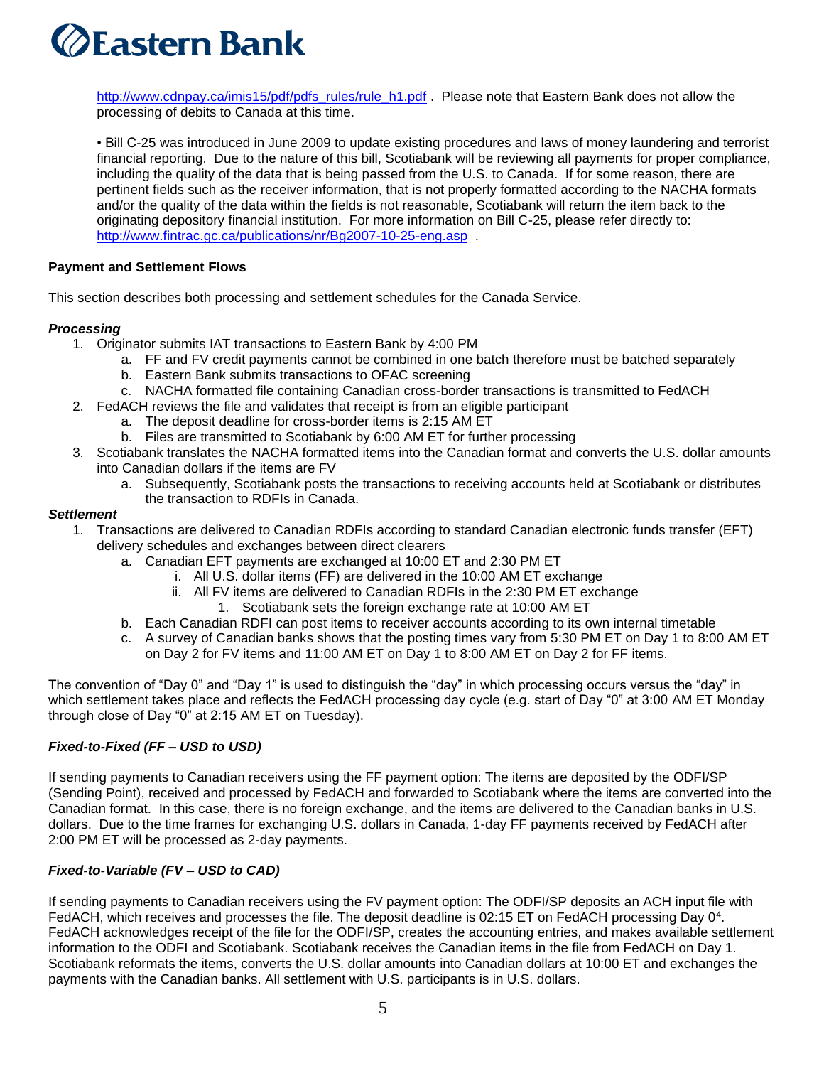http://www.cdnpay.ca/imis15/pdf/pdfs_rules/rule_h1.pdf . Please note that Eastern Bank does not allow the processing of debits to Canada at this time.

• Bill C-25 was introduced in June 2009 to update existing procedures and laws of money laundering and terrorist financial reporting. Due to the nature of this bill, Scotiabank will be reviewing all payments for proper compliance, including the quality of the data that is being passed from the U.S. to Canada. If for some reason, there are pertinent fields such as the receiver information, that is not properly formatted according to the NACHA formats and/or the quality of the data within the fields is not reasonable, Scotiabank will return the item back to the originating depository financial institution. For more information on Bill C-25, please refer directly to: http://www.fintrac.gc.ca/publications/nr/Bg2007-10-25-eng.asp .

**Payment and Settlement Flows**

This section describes both processing and settlement schedules for the Canada Service.

***Processing***

1. Originator submits IAT transactions to Eastern Bank by 4:00 PM
   a. FF and FV credit payments cannot be combined in one batch therefore must be batched separately
   b. Eastern Bank submits transactions to OFAC screening
   c. NACHA formatted file containing Canadian cross-border transactions is transmitted to FedACH
2. FedACH reviews the file and validates that receipt is from an eligible participant
   a. The deposit deadline for cross-border items is 2:15 AM ET
   b. Files are transmitted to Scotiabank by 6:00 AM ET for further processing
3. Scotiabank translates the NACHA formatted items into the Canadian format and converts the U.S. dollar amounts into Canadian dollars if the items are FV
   a. Subsequently, Scotiabank posts the transactions to receiving accounts held at Scotiabank or distributes the transaction to RDFIs in Canada.

***Settlement***

1. Transactions are delivered to Canadian RDFIs according to standard Canadian electronic funds transfer (EFT) delivery schedules and exchanges between direct clearers
   a. Canadian EFT payments are exchanged at 10:00 ET and 2:30 PM ET
      i. All U.S. dollar items (FF) are delivered in the 10:00 AM ET exchange
      ii. All FV items are delivered to Canadian RDFIs in the 2:30 PM ET exchange
         1. Scotiabank sets the foreign exchange rate at 10:00 AM ET
   b. Each Canadian RDFI can post items to receiver accounts according to its own internal timetable
   c. A survey of Canadian banks shows that the posting times vary from 5:30 PM ET on Day 1 to 8:00 AM ET on Day 2 for FV items and 11:00 AM ET on Day 1 to 8:00 AM ET on Day 2 for FF items.

The convention of "Day 0" and "Day 1" is used to distinguish the "day" in which processing occurs versus the "day" in which settlement takes place and reflects the FedACH processing day cycle (e.g. start of Day "0" at 3:00 AM ET Monday through close of Day "0" at 2:15 AM ET on Tuesday).

***Fixed-to-Fixed (FF – USD to USD)***

If sending payments to Canadian receivers using the FF payment option: The items are deposited by the ODFI/SP (Sending Point), received and processed by FedACH and forwarded to Scotiabank where the items are converted into the Canadian format. In this case, there is no foreign exchange, and the items are delivered to the Canadian banks in U.S. dollars. Due to the time frames for exchanging U.S. dollars in Canada, 1-day FF payments received by FedACH after 2:00 PM ET will be processed as 2-day payments.

***Fixed-to-Variable (FV – USD to CAD)***

If sending payments to Canadian receivers using the FV payment option: The ODFI/SP deposits an ACH input file with FedACH, which receives and processes the file. The deposit deadline is 02:15 ET on FedACH processing Day 0[4]. FedACH acknowledges receipt of the file for the ODFI/SP, creates the accounting entries, and makes available settlement information to the ODFI and Scotiabank. Scotiabank receives the Canadian items in the file from FedACH on Day 1. Scotiabank reformats the items, converts the U.S. dollar amounts into Canadian dollars at 10:00 ET and exchanges the payments with the Canadian banks. All settlement with U.S. participants is in U.S. dollars.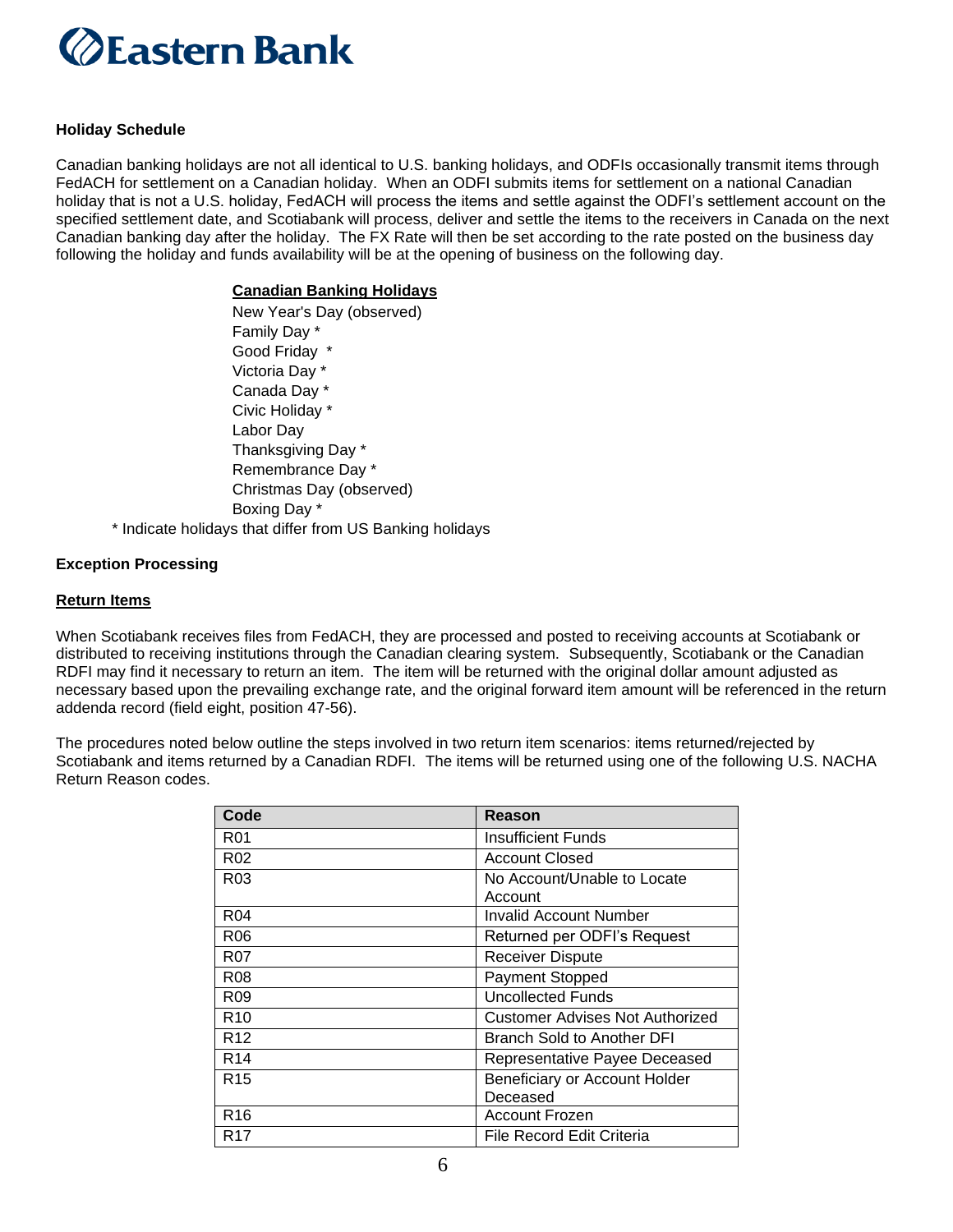**Holiday Schedule**

Canadian banking holidays are not all identical to U.S. banking holidays, and ODFIs occasionally transmit items through FedACH for settlement on a Canadian holiday. When an ODFI submits items for settlement on a national Canadian holiday that is not a U.S. holiday, FedACH will process the items and settle against the ODFI's settlement account on the specified settlement date, and Scotiabank will process, deliver and settle the items to the receivers in Canada on the next Canadian banking day after the holiday. The FX Rate will then be set according to the rate posted on the business day following the holiday and funds availability will be at the opening of business on the following day.

**Canadian Banking Holidays**

New Year's Day (observed)
Family Day *
Good Friday *
Victoria Day *
Canada Day *
Civic Holiday *
Labor Day
Thanksgiving Day *
Remembrance Day *
Christmas Day (observed)
Boxing Day *

* Indicate holidays that differ from US Banking holidays

**Exception Processing**

**Return Items**

When Scotiabank receives files from FedACH, they are processed and posted to receiving accounts at Scotiabank or distributed to receiving institutions through the Canadian clearing system. Subsequently, Scotiabank or the Canadian RDFI may find it necessary to return an item. The item will be returned with the original dollar amount adjusted as necessary based upon the prevailing exchange rate, and the original forward item amount will be referenced in the return addenda record (field eight, position 47-56).

The procedures noted below outline the steps involved in two return item scenarios: items returned/rejected by Scotiabank and items returned by a Canadian RDFI. The items will be returned using one of the following U.S. NACHA Return Reason codes.

| Code | Reason |
|---|---|
| R01 | Insufficient Funds |
| R02 | Account Closed |
| R03 | No Account/Unable to Locate Account |
| R04 | Invalid Account Number |
| R06 | Returned per ODFI's Request |
| R07 | Receiver Dispute |
| R08 | Payment Stopped |
| R09 | Uncollected Funds |
| R10 | Customer Advises Not Authorized |
| R12 | Branch Sold to Another DFI |
| R14 | Representative Payee Deceased |
| R15 | Beneficiary or Account Holder Deceased |
| R16 | Account Frozen |
| R17 | File Record Edit Criteria |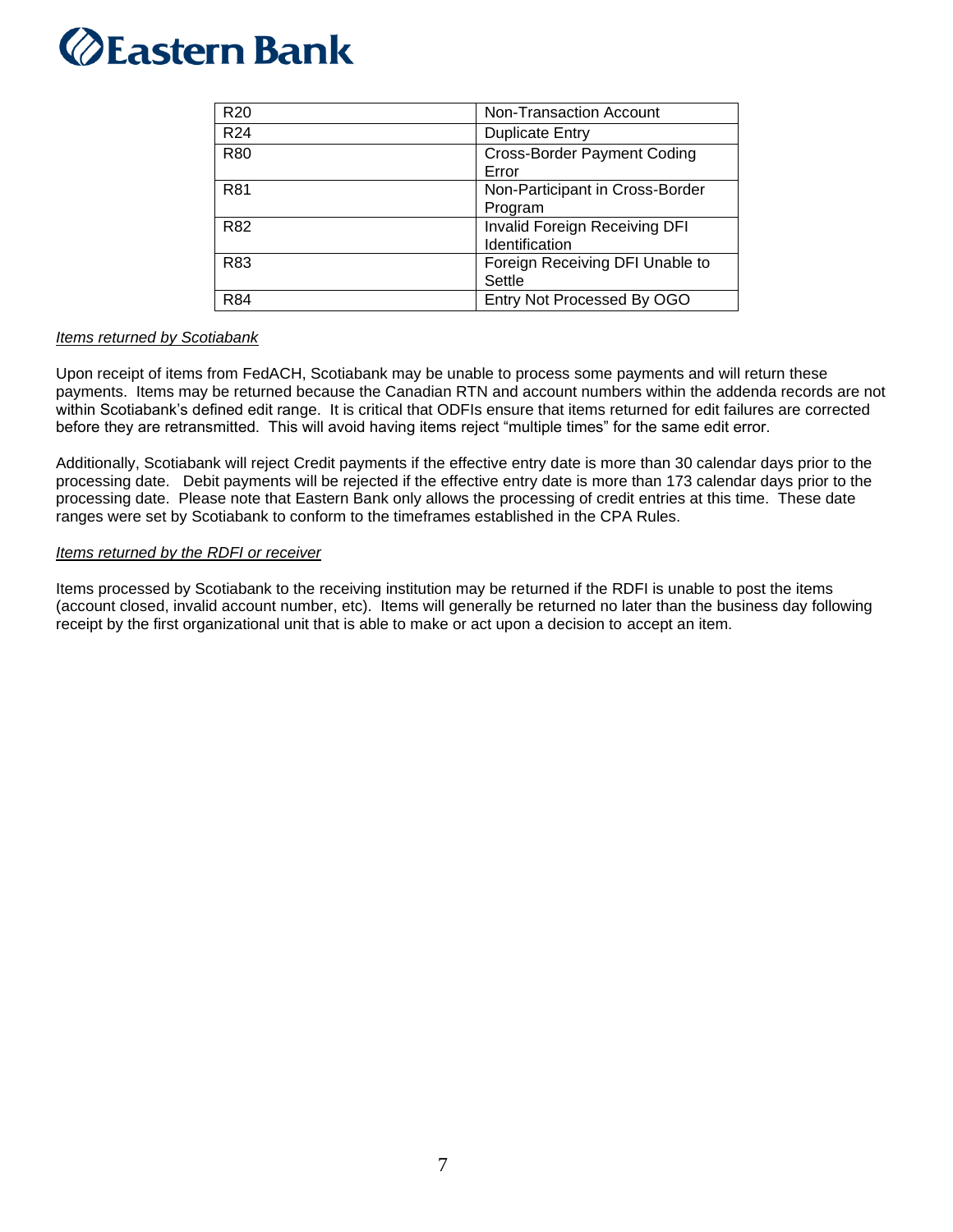| | |
|---|---|
| R20 | Non-Transaction Account |
| R24 | Duplicate Entry |
| R80 | Cross-Border Payment Coding Error |
| R81 | Non-Participant in Cross-Border Program |
| R82 | Invalid Foreign Receiving DFI Identification |
| R83 | Foreign Receiving DFI Unable to Settle |
| R84 | Entry Not Processed By OGO |

*Items returned by Scotiabank*

Upon receipt of items from FedACH, Scotiabank may be unable to process some payments and will return these payments. Items may be returned because the Canadian RTN and account numbers within the addenda records are not within Scotiabank's defined edit range. It is critical that ODFIs ensure that items returned for edit failures are corrected before they are retransmitted. This will avoid having items reject "multiple times" for the same edit error.

Additionally, Scotiabank will reject Credit payments if the effective entry date is more than 30 calendar days prior to the processing date. Debit payments will be rejected if the effective entry date is more than 173 calendar days prior to the processing date. Please note that Eastern Bank only allows the processing of credit entries at this time. These date ranges were set by Scotiabank to conform to the timeframes established in the CPA Rules.

*Items returned by the RDFI or receiver*

Items processed by Scotiabank to the receiving institution may be returned if the RDFI is unable to post the items (account closed, invalid account number, etc). Items will generally be returned no later than the business day following receipt by the first organizational unit that is able to make or act upon a decision to accept an item.